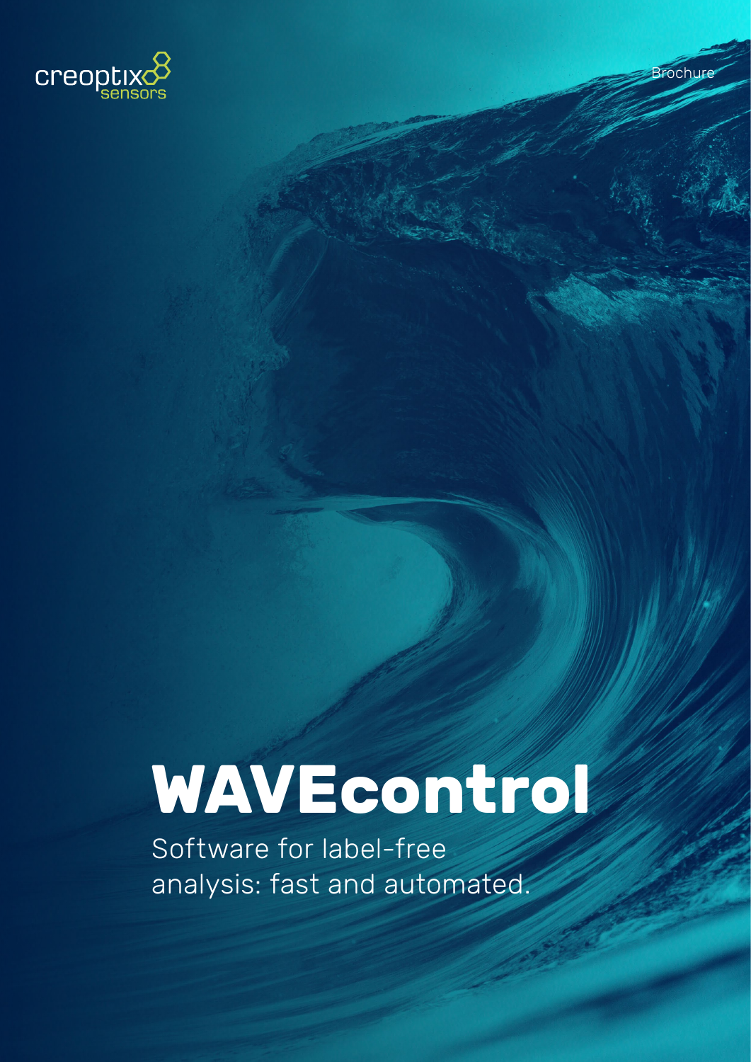creoptix sensors

Brochure

# WAVEcontrol

Software for label-free analysis: fast and automated.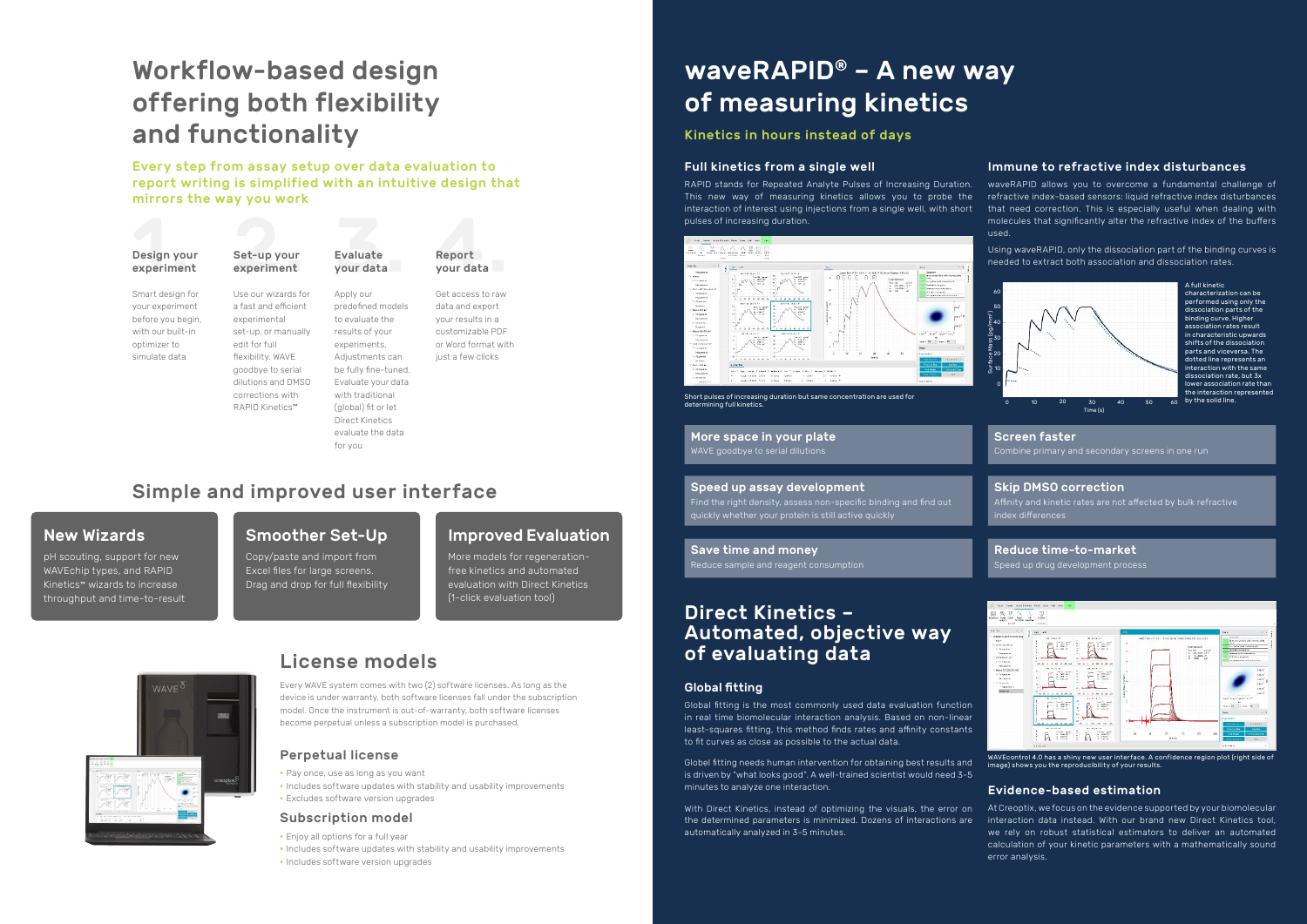# Workflow-based design offering both flexibility and functionality

Every step from assay setup over data evaluation to report writing is simplified with an intuitive design that mirrors the way you work

**1. Design your experiment**

Smart design for your experiment before you begin, with our built-in optimizer to simulate data

**2. Set-up your experiment**

Use our wizards for a fast and efficient experimental set-up, or manually edit for full flexibility. WAVE goodbye to serial dilutions and DMSO corrections with RAPID Kinetics™

**3. Evaluate your data**

Apply our predefined models to evaluate the results of your experiments. Adjustments can be fully fine-tuned. Evaluate your data with traditional (global) fit or let Direct Kinetics evaluate the data for you

**4. Report your data**

Get access to raw data and export your results in a customizable PDF or Word format with just a few clicks

## Simple and improved user interface

### New Wizards

pH scouting, support for new WAVEchip types, and RAPID Kinetics™ wizards to increase throughput and time-to-result

### Smoother Set-Up

Copy/paste and import from Excel files for large screens. Drag and drop for full flexibility

### Improved Evaluation

More models for regeneration-free kinetics and automated evaluation with Direct Kinetics (1-click evaluation tool)

## License models

Every WAVE system comes with two (2) software licenses. As long as the device is under warranty, both software licenses fall under the subscription model. Once the instrument is out-of-warranty, both software licenses become perpetual unless a subscription model is purchased.

### Perpetual license

- Pay once, use as long as you want
- Includes software updates with stability and usability improvements
- Excludes software version upgrades

### Subscription model

- Enjoy all options for a full year
- Includes software updates with stability and usability improvements
- Includes software version upgrades

# waveRAPID® – A new way of measuring kinetics

Kinetics in hours instead of days

### Full kinetics from a single well

RAPID stands for Repeated Analyte Pulses of Increasing Duration. This new way of measuring kinetics allows you to probe the interaction of interest using injections from a single well, with short pulses of increasing duration.

Short pulses of increasing duration but same concentration are used for determining full kinetics.

### Immune to refractive index disturbances

waveRAPID allows you to overcome a fundamental challenge of refractive index-based sensors: liquid refractive index disturbances that need correction. This is especially useful when dealing with molecules that significantly alter the refractive index of the buffers used.

Using waveRAPID, only the dissociation part of the binding curves is needed to extract both association and dissociation rates.

A full kinetic characterization can be performed using only the dissociation parts of the binding curve. Higher association rates result in characteristic upwards shifts of the dissociation parts and viceversa. The dotted line represents an interaction with the same dissociation rate, but 3x lower association rate than the interaction represented by the solid line.

### More space in your plate

WAVE goodbye to serial dilutions

### Screen faster

Combine primary and secondary screens in one run

### Speed up assay development

Find the right density, assess non-specific binding and find out quickly whether your protein is still active quickly

### Skip DMSO correction

Affinity and kinetic rates are not affected by bulk refractive index differences

### Save time and money

Reduce sample and reagent consumption

### Reduce time-to-market

Speed up drug development process

# Direct Kinetics – Automated, objective way of evaluating data

### Global fitting

Global fitting is the most commonly used data evaluation function in real time biomolecular interaction analysis. Based on non-linear least-squares fitting, this method finds rates and affinity constants to fit curves as close as possible to the actual data.

Global fitting needs human intervention for obtaining best results and is driven by "what looks good". A well-trained scientist would need 3-5 minutes to analyze one interaction.

With Direct Kinetics, instead of optimizing the visuals, the error on the determined parameters is minimized. Dozens of interactions are automatically analyzed in 3-5 minutes.

WAVEcontrol 4.0 has a shiny new user interface. A confidence region plot (right side of image) shows you the reproducibility of your results.

### Evidence-based estimation

At Creoptix, we focus on the evidence supported by your biomolecular interaction data instead. With our brand new Direct Kinetics tool, we rely on robust statistical estimators to deliver an automated calculation of your kinetic parameters with a mathematically sound error analysis.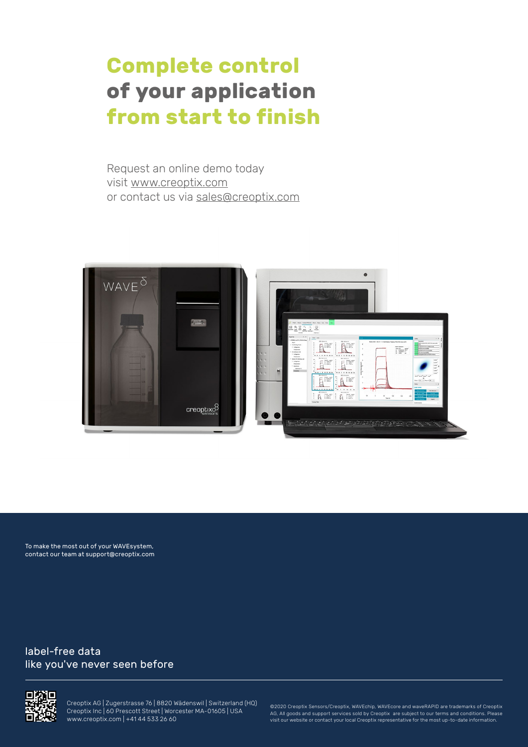# Complete control of your application from start to finish

Request an online demo today
visit www.creoptix.com
or contact us via sales@creoptix.com

To make the most out of your WAVEsystem, contact our team at support@creoptix.com

label-free data
like you've never seen before

Creoptix AG | Zugerstrasse 76 | 8820 Wädenswil | Switzerland (HQ)
Creoptix Inc | 60 Prescott Street | Worcester MA-01605 | USA
www.creoptix.com | +41 44 533 26 60

©2020 Creoptix Sensors/Creoptix. WAVEchip, WAVEcore and waveRAPID are trademarks of Creoptix AG. All goods and support services sold by Creoptix are subject to our terms and conditions. Please visit our website or contact your local Creoptix representative for the most up-to-date information.